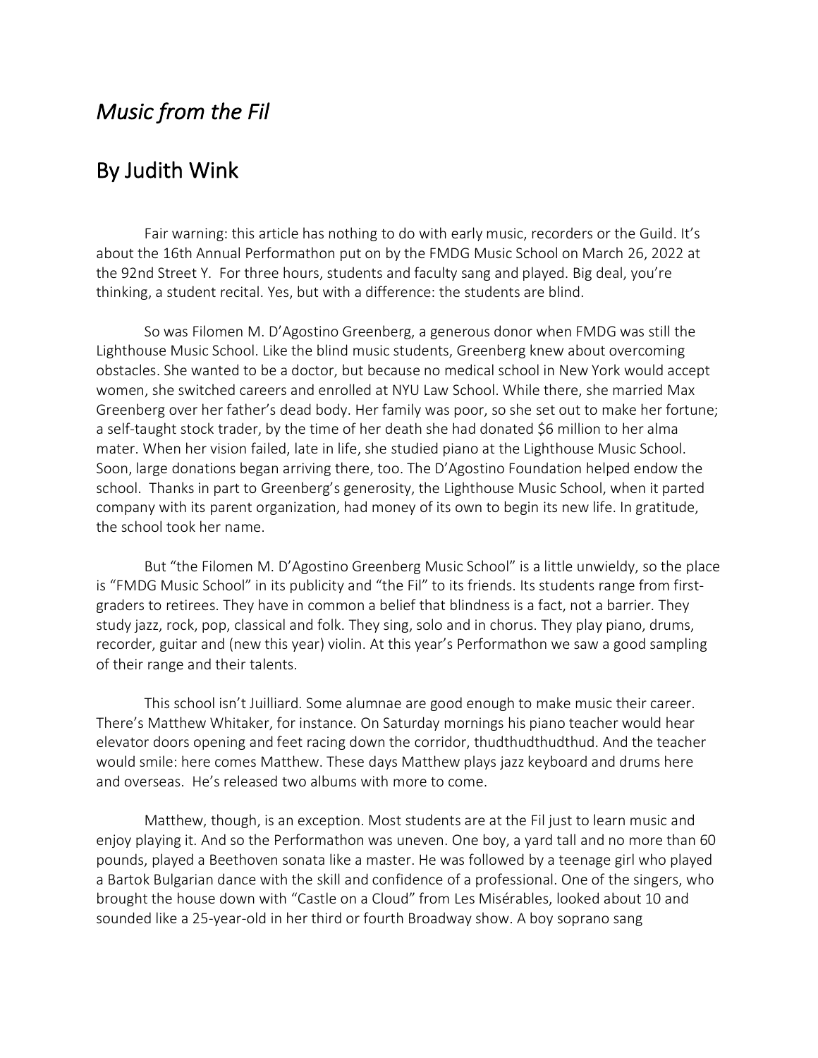# *Music from the Fil*

## By Judith Wink

Fair warning: this article has nothing to do with early music, recorders or the Guild. It's about the 16th Annual Performathon put on by the FMDG Music School on March 26, 2022 at the 92nd Street Y. For three hours, students and faculty sang and played. Big deal, you're thinking, a student recital. Yes, but with a difference: the students are blind.

So was Filomen M. D'Agostino Greenberg, a generous donor when FMDG was still the Lighthouse Music School. Like the blind music students, Greenberg knew about overcoming obstacles. She wanted to be a doctor, but because no medical school in New York would accept women, she switched careers and enrolled at NYU Law School. While there, she married Max Greenberg over her father's dead body. Her family was poor, so she set out to make her fortune; a self-taught stock trader, by the time of her death she had donated $6 million to her alma mater. When her vision failed, late in life, she studied piano at the Lighthouse Music School. Soon, large donations began arriving there, too. The D'Agostino Foundation helped endow the school. Thanks in part to Greenberg's generosity, the Lighthouse Music School, when it parted company with its parent organization, had money of its own to begin its new life. In gratitude, the school took her name.

But "the Filomen M. D'Agostino Greenberg Music School" is a little unwieldy, so the place is "FMDG Music School" in its publicity and "the Fil" to its friends. Its students range from first-graders to retirees. They have in common a belief that blindness is a fact, not a barrier. They study jazz, rock, pop, classical and folk. They sing, solo and in chorus. They play piano, drums, recorder, guitar and (new this year) violin. At this year's Performathon we saw a good sampling of their range and their talents.

This school isn't Juilliard. Some alumnae are good enough to make music their career. There's Matthew Whitaker, for instance. On Saturday mornings his piano teacher would hear elevator doors opening and feet racing down the corridor, thudthudthudthud. And the teacher would smile: here comes Matthew. These days Matthew plays jazz keyboard and drums here and overseas. He's released two albums with more to come.

Matthew, though, is an exception. Most students are at the Fil just to learn music and enjoy playing it. And so the Performathon was uneven. One boy, a yard tall and no more than 60 pounds, played a Beethoven sonata like a master. He was followed by a teenage girl who played a Bartok Bulgarian dance with the skill and confidence of a professional. One of the singers, who brought the house down with "Castle on a Cloud" from Les Misérables, looked about 10 and sounded like a 25-year-old in her third or fourth Broadway show. A boy soprano sang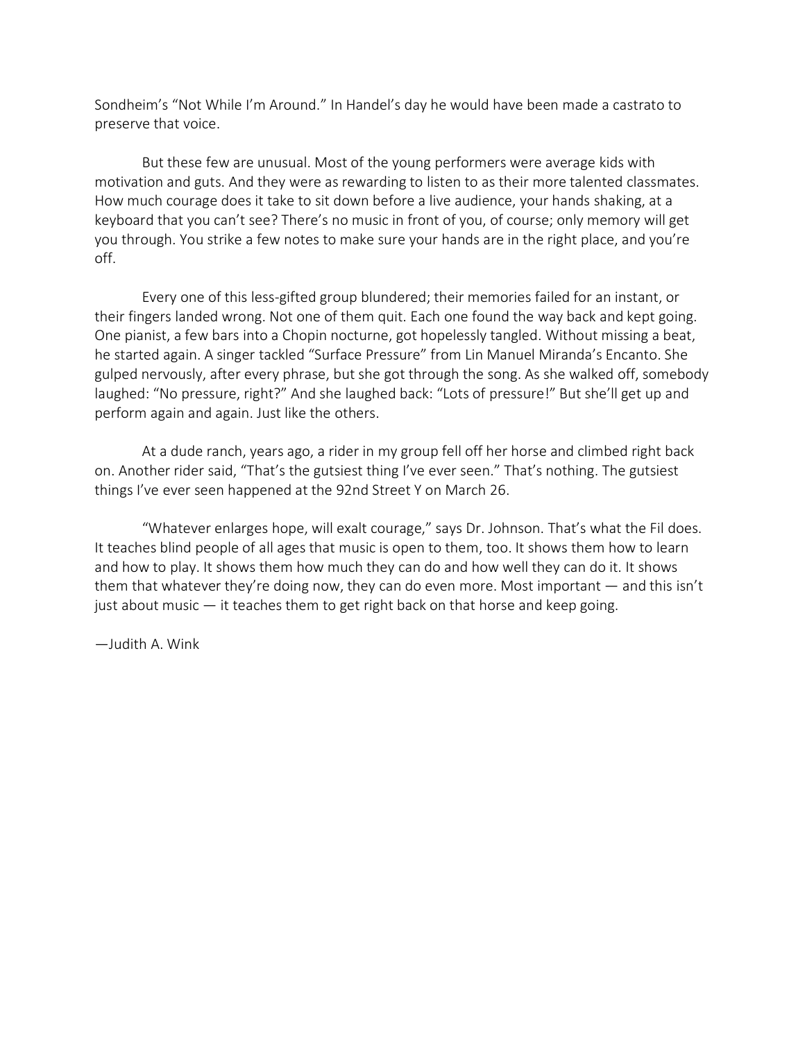Sondheim's "Not While I'm Around." In Handel's day he would have been made a castrato to preserve that voice.

But these few are unusual. Most of the young performers were average kids with motivation and guts. And they were as rewarding to listen to as their more talented classmates. How much courage does it take to sit down before a live audience, your hands shaking, at a keyboard that you can't see? There's no music in front of you, of course; only memory will get you through. You strike a few notes to make sure your hands are in the right place, and you're off.

Every one of this less-gifted group blundered; their memories failed for an instant, or their fingers landed wrong. Not one of them quit. Each one found the way back and kept going. One pianist, a few bars into a Chopin nocturne, got hopelessly tangled. Without missing a beat, he started again. A singer tackled "Surface Pressure" from Lin Manuel Miranda's Encanto. She gulped nervously, after every phrase, but she got through the song. As she walked off, somebody laughed: "No pressure, right?" And she laughed back: "Lots of pressure!" But she'll get up and perform again and again. Just like the others.

At a dude ranch, years ago, a rider in my group fell off her horse and climbed right back on. Another rider said, "That's the gutsiest thing I've ever seen." That's nothing. The gutsiest things I've ever seen happened at the 92nd Street Y on March 26.

"Whatever enlarges hope, will exalt courage," says Dr. Johnson. That's what the Fil does. It teaches blind people of all ages that music is open to them, too. It shows them how to learn and how to play. It shows them how much they can do and how well they can do it. It shows them that whatever they're doing now, they can do even more. Most important — and this isn't just about music — it teaches them to get right back on that horse and keep going.

—Judith A. Wink